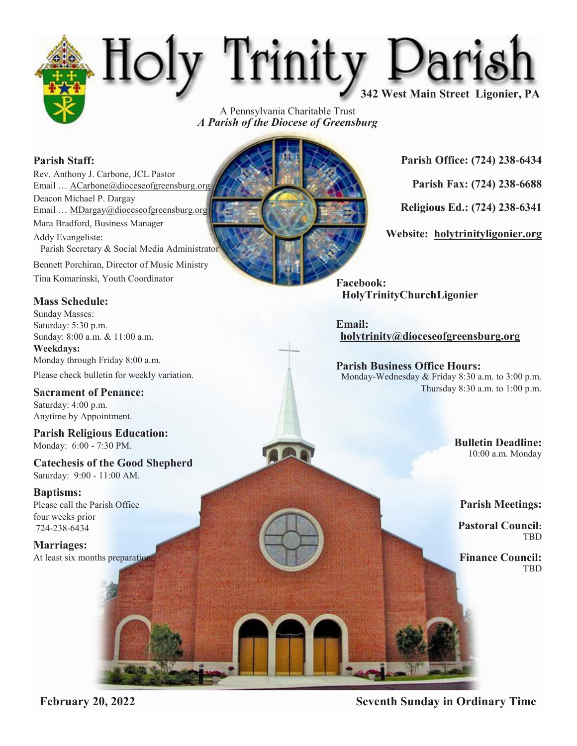# Holy Trinity Parish

**342 West Main Street Ligonier, PA**

A Pennsylvania Charitable Trust
***A Parish of the Diocese of Greensburg***

**Parish Staff:**

Rev. Anthony J. Carbone, JCL Pastor
Email … ACarbone@dioceseofgreensburg.org

Deacon Michael P. Dargay
Email … MDargay@dioceseofgreensburg.org

Mara Bradford, Business Manager

Addy Evangeliste:
Parish Secretary & Social Media Administrator

Bennett Porchiran, Director of Music Ministry

Tina Komarinski, Youth Coordinator

**Mass Schedule:**

Sunday Masses:
Saturday: 5:30 p.m.
Sunday: 8:00 a.m. & 11:00 a.m.

**Weekdays:**
Monday through Friday 8:00 a.m.

Please check bulletin for weekly variation.

**Sacrament of Penance:**
Saturday: 4:00 p.m.
Anytime by Appointment.

**Parish Religious Education:**
Monday: 6:00 - 7:30 PM.

**Catechesis of the Good Shepherd**
Saturday: 9:00 - 11:00 AM.

**Baptisms:**
Please call the Parish Office four weeks prior
724-238-6434

**Marriages:**
At least six months preparation.

**Parish Office: (724) 238-6434**

**Parish Fax: (724) 238-6688**

**Religious Ed.: (724) 238-6341**

**Website: holytrinityligonier.org**

**Facebook:**
**HolyTrinityChurchLigonier**

**Email:**
**holytrinity@dioceseofgreensburg.org**

**Parish Business Office Hours:**
Monday-Wednesday & Friday 8:30 a.m. to 3:00 p.m.
Thursday 8:30 a.m. to 1:00 p.m.

**Bulletin Deadline:**
10:00 a.m. Monday

**Parish Meetings:**

**Pastoral Council:**
TBD

**Finance Council:**
TBD

**February 20, 2022** **Seventh Sunday in Ordinary Time**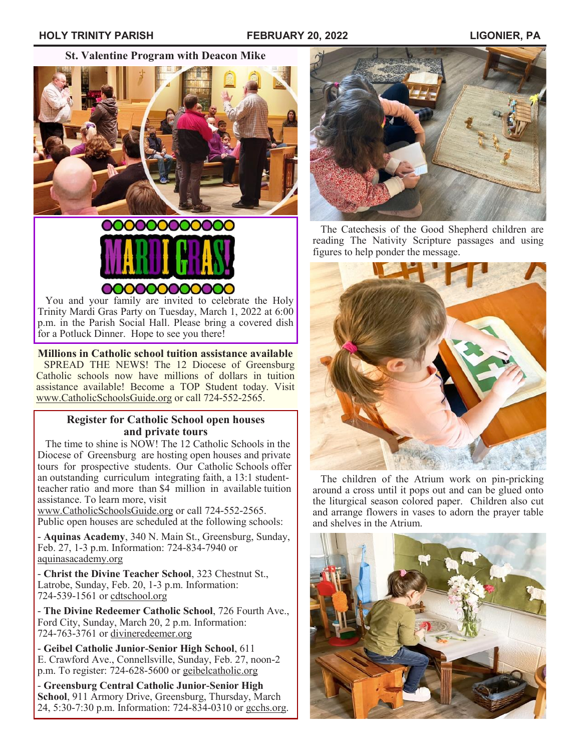### St. Valentine Program with Deacon Mike

## MARDI GRAS!

You and your family are invited to celebrate the Holy Trinity Mardi Gras Party on Tuesday, March 1, 2022 at 6:00 p.m. in the Parish Social Hall. Please bring a covered dish for a Potluck Dinner. Hope to see you there!

**Millions in Catholic school tuition assistance available**

SPREAD THE NEWS! The 12 Diocese of Greensburg Catholic schools now have millions of dollars in tuition assistance available! Become a TOP Student today. Visit www.CatholicSchoolsGuide.org or call 724-552-2565.

### Register for Catholic School open houses and private tours

The time to shine is NOW! The 12 Catholic Schools in the Diocese of Greensburg are hosting open houses and private tours for prospective students. Our Catholic Schools offer an outstanding curriculum integrating faith, a 13:1 student-teacher ratio and more than $4 million in available tuition assistance. To learn more, visit www.CatholicSchoolsGuide.org or call 724-552-2565.

Public open houses are scheduled at the following schools:

- **Aquinas Academy**, 340 N. Main St., Greensburg, Sunday, Feb. 27, 1-3 p.m. Information: 724-834-7940 or aquinasacademy.org

- **Christ the Divine Teacher School**, 323 Chestnut St., Latrobe, Sunday, Feb. 20, 1-3 p.m. Information: 724-539-1561 or cdtschool.org

- **The Divine Redeemer Catholic School**, 726 Fourth Ave., Ford City, Sunday, March 20, 2 p.m. Information: 724-763-3761 or divineredeemer.org

- **Geibel Catholic Junior-Senior High School**, 611 E. Crawford Ave., Connellsville, Sunday, Feb. 27, noon-2 p.m. To register: 724-628-5600 or geibelcatholic.org

- **Greensburg Central Catholic Junior-Senior High School**, 911 Armory Drive, Greensburg, Thursday, March 24, 5:30-7:30 p.m. Information: 724-834-0310 or gcchs.org.

The Catechesis of the Good Shepherd children are reading The Nativity Scripture passages and using figures to help ponder the message.

The children of the Atrium work on pin-pricking around a cross until it pops out and can be glued onto the liturgical season colored paper. Children also cut and arrange flowers in vases to adorn the prayer table and shelves in the Atrium.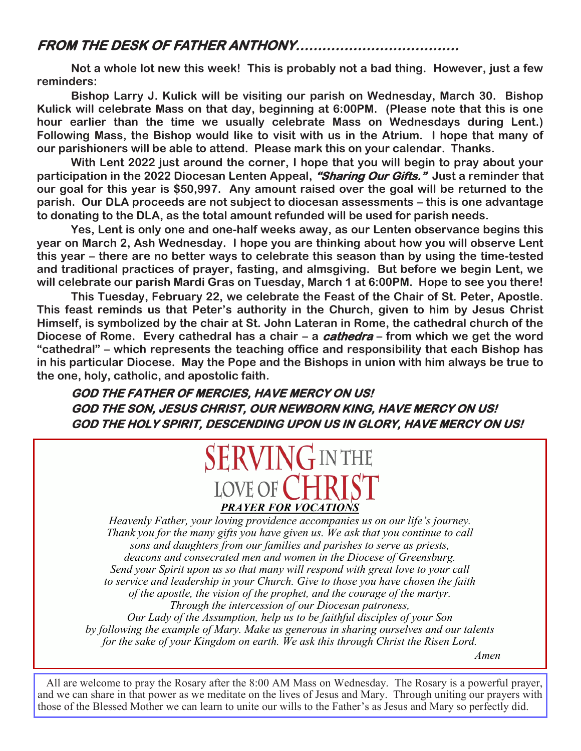## *FROM THE DESK OF FATHER ANTHONY.....................................*

**Not a whole lot new this week! This is probably not a bad thing. However, just a few reminders:**

**Bishop Larry J. Kulick will be visiting our parish on Wednesday, March 30. Bishop Kulick will celebrate Mass on that day, beginning at 6:00PM. (Please note that this is one hour earlier than the time we usually celebrate Mass on Wednesdays during Lent.) Following Mass, the Bishop would like to visit with us in the Atrium. I hope that many of our parishioners will be able to attend. Please mark this on your calendar. Thanks.**

**With Lent 2022 just around the corner, I hope that you will begin to pray about your participation in the 2022 Diocesan Lenten Appeal, *"Sharing Our Gifts."* Just a reminder that our goal for this year is $50,997. Any amount raised over the goal will be returned to the parish. Our DLA proceeds are not subject to diocesan assessments – this is one advantage to donating to the DLA, as the total amount refunded will be used for parish needs.**

**Yes, Lent is only one and one-half weeks away, as our Lenten observance begins this year on March 2, Ash Wednesday. I hope you are thinking about how you will observe Lent this year – there are no better ways to celebrate this season than by using the time-tested and traditional practices of prayer, fasting, and almsgiving. But before we begin Lent, we will celebrate our parish Mardi Gras on Tuesday, March 1 at 6:00PM. Hope to see you there!**

**This Tuesday, February 22, we celebrate the Feast of the Chair of St. Peter, Apostle. This feast reminds us that Peter's authority in the Church, given to him by Jesus Christ Himself, is symbolized by the chair at St. John Lateran in Rome, the cathedral church of the Diocese of Rome. Every cathedral has a chair – a *cathedra* – from which we get the word "cathedral" – which represents the teaching office and responsibility that each Bishop has in his particular Diocese. May the Pope and the Bishops in union with him always be true to the one, holy, catholic, and apostolic faith.**

***GOD THE FATHER OF MERCIES, HAVE MERCY ON US!***
***GOD THE SON, JESUS CHRIST, OUR NEWBORN KING, HAVE MERCY ON US!***
***GOD THE HOLY SPIRIT, DESCENDING UPON US IN GLORY, HAVE MERCY ON US!***

---

## SERVING IN THE LOVE OF CHRIST

### ***PRAYER FOR VOCATIONS***

*Heavenly Father, your loving providence accompanies us on our life's journey. Thank you for the many gifts you have given us. We ask that you continue to call sons and daughters from our families and parishes to serve as priests, deacons and consecrated men and women in the Diocese of Greensburg. Send your Spirit upon us so that many will respond with great love to your call to service and leadership in your Church. Give to those you have chosen the faith of the apostle, the vision of the prophet, and the courage of the martyr. Through the intercession of our Diocesan patroness, Our Lady of the Assumption, help us to be faithful disciples of your Son by following the example of Mary. Make us generous in sharing ourselves and our talents for the sake of your Kingdom on earth. We ask this through Christ the Risen Lord.*

*Amen*

---

All are welcome to pray the Rosary after the 8:00 AM Mass on Wednesday. The Rosary is a powerful prayer, and we can share in that power as we meditate on the lives of Jesus and Mary. Through uniting our prayers with those of the Blessed Mother we can learn to unite our wills to the Father's as Jesus and Mary so perfectly did.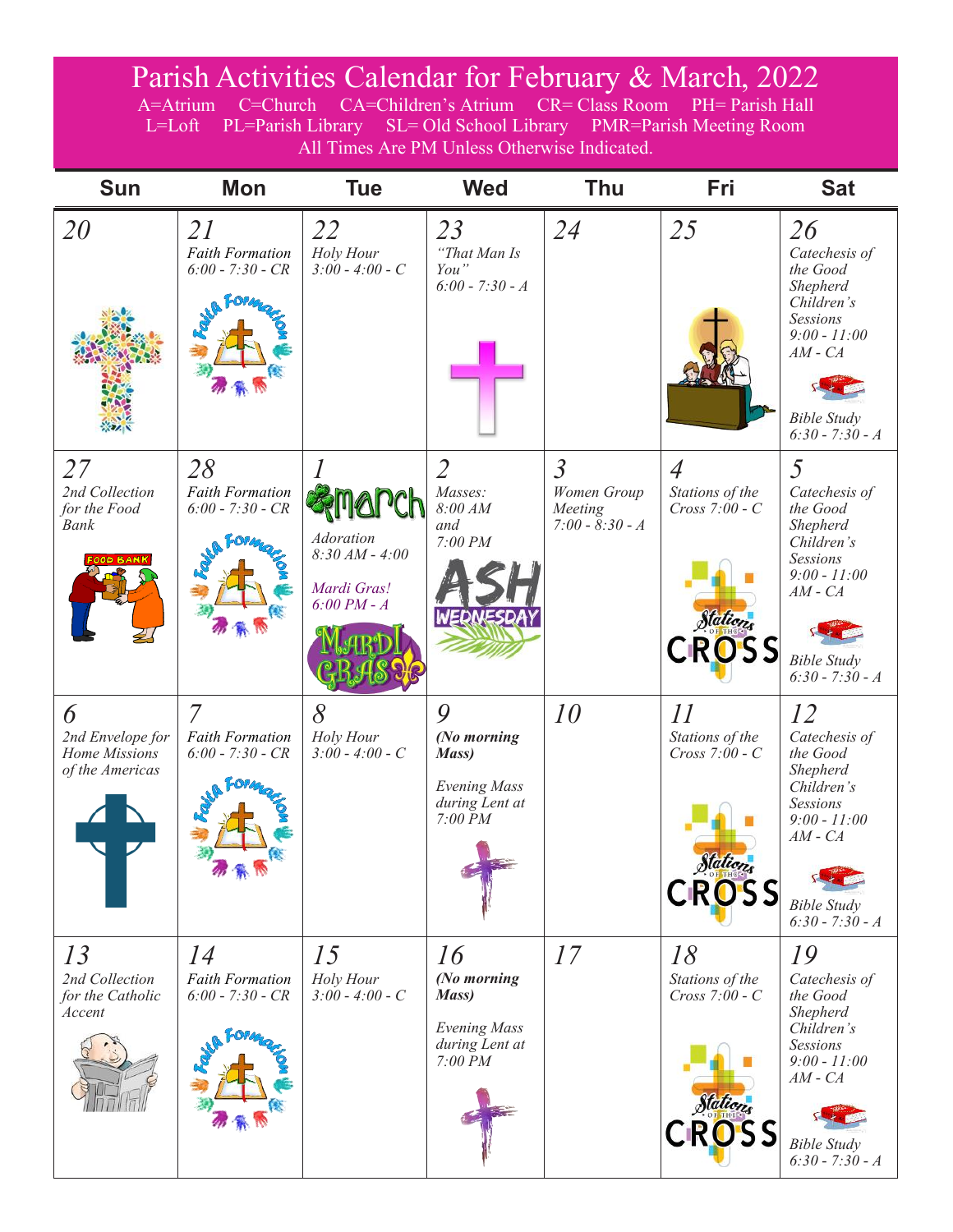# Parish Activities Calendar for February & March, 2022

A=Atrium C=Church CA=Children's Atrium CR= Class Room PH= Parish Hall
L=Loft PL=Parish Library SL= Old School Library PMR=Parish Meeting Room
All Times Are PM Unless Otherwise Indicated.

| Sun | Mon | Tue | Wed | Thu | Fri | Sat |
|---|---|---|---|---|---|---|
| *20* | *21* Faith Formation 6:00 - 7:30 - CR | *22* Holy Hour 3:00 - 4:00 - C | *23* "That Man Is You" 6:00 - 7:30 - A | *24* | *25* | *26* Catechesis of the Good Shepherd Children's Sessions 9:00 - 11:00 AM - CA; Bible Study 6:30 - 7:30 - A |
| *27* 2nd Collection for the Food Bank | *28* Faith Formation 6:00 - 7:30 - CR | *1* March; Adoration 8:30 AM - 4:00; Mardi Gras! 6:00 PM - A | *2* Masses: 8:00 AM and 7:00 PM; Ash Wednesday | *3* Women Group Meeting 7:00 - 8:30 - A | *4* Stations of the Cross 7:00 - C | *5* Catechesis of the Good Shepherd Children's Sessions 9:00 - 11:00 AM - CA; Bible Study 6:30 - 7:30 - A |
| *6* 2nd Envelope for Home Missions of the Americas | *7* Faith Formation 6:00 - 7:30 - CR | *8* Holy Hour 3:00 - 4:00 - C | *9* **(No morning Mass)** Evening Mass during Lent at 7:00 PM | *10* | *11* Stations of the Cross 7:00 - C | *12* Catechesis of the Good Shepherd Children's Sessions 9:00 - 11:00 AM - CA; Bible Study 6:30 - 7:30 - A |
| *13* 2nd Collection for the Catholic Accent | *14* Faith Formation 6:00 - 7:30 - CR | *15* Holy Hour 3:00 - 4:00 - C | *16* **(No morning Mass)** Evening Mass during Lent at 7:00 PM | *17* | *18* Stations of the Cross 7:00 - C | *19* Catechesis of the Good Shepherd Children's Sessions 9:00 - 11:00 AM - CA; Bible Study 6:30 - 7:30 - A |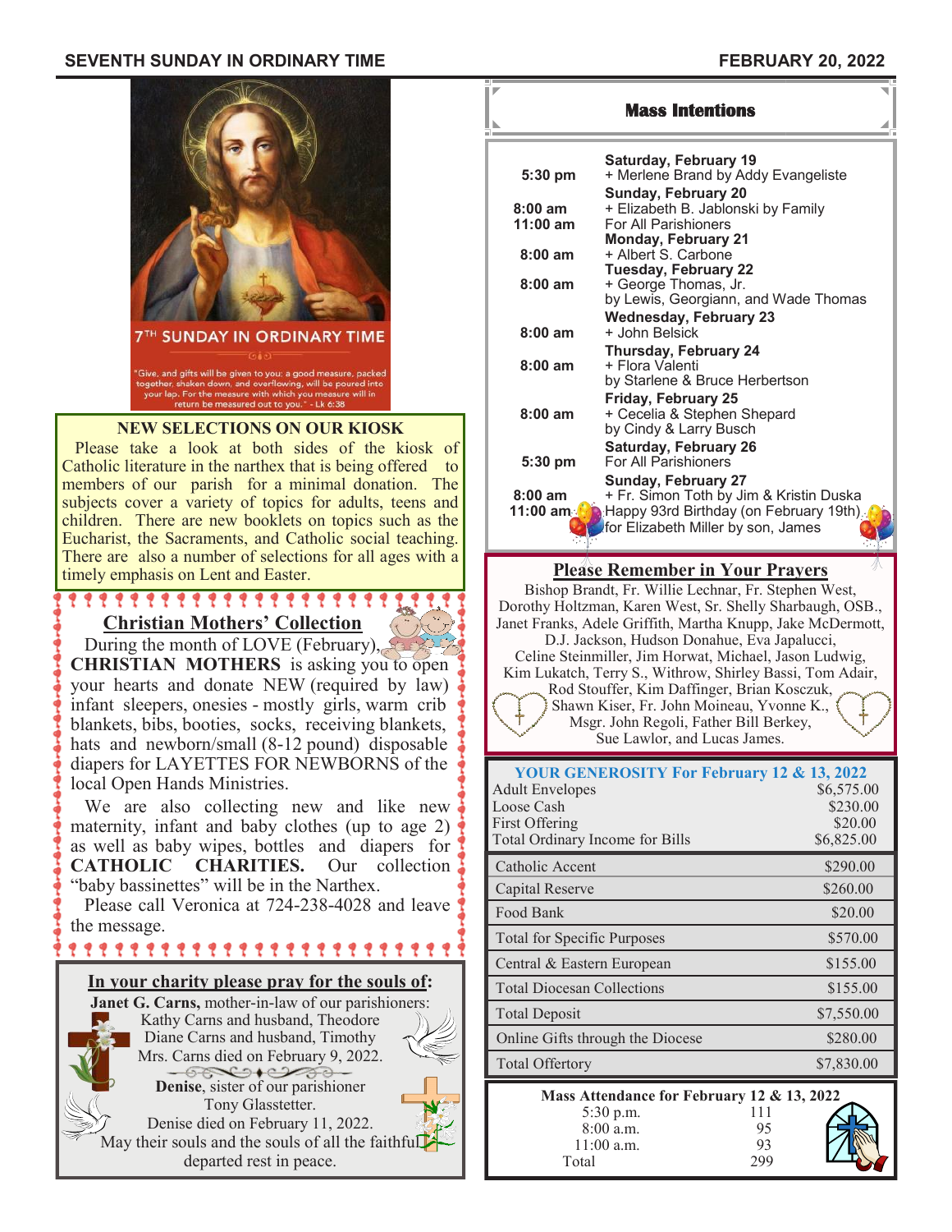SEVENTH SUNDAY IN ORDINARY TIME

FEBRUARY 20, 2022

7TH SUNDAY IN ORDINARY TIME

"Give, and gifts will be given to you; a good measure, packed together, shaken down, and overflowing, will be poured into your lap. For the measure with which you measure will in return be measured out to you." - Lk 6:38

## NEW SELECTIONS ON OUR KIOSK

Please take a look at both sides of the kiosk of Catholic literature in the narthex that is being offered to members of our parish for a minimal donation. The subjects cover a variety of topics for adults, teens and children. There are new booklets on topics such as the Eucharist, the Sacraments, and Catholic social teaching. There are also a number of selections for all ages with a timely emphasis on Lent and Easter.

## Christian Mothers' Collection

During the month of LOVE (February), **CHRISTIAN MOTHERS** is asking you to open your hearts and donate NEW (required by law) infant sleepers, onesies - mostly girls, warm crib blankets, bibs, booties, socks, receiving blankets, hats and newborn/small (8-12 pound) disposable diapers for LAYETTES FOR NEWBORNS of the local Open Hands Ministries.

We are also collecting new and like new maternity, infant and baby clothes (up to age 2) as well as baby wipes, bottles and diapers for **CATHOLIC CHARITIES.** Our collection "baby bassinettes" will be in the Narthex.

Please call Veronica at 724-238-4028 and leave the message.

## In your charity please pray for the souls of:

**Janet G. Carns,** mother-in-law of our parishioners:
Kathy Carns and husband, Theodore
Diane Carns and husband, Timothy
Mrs. Carns died on February 9, 2022.

**Denise**, sister of our parishioner
Tony Glasstetter.
Denise died on February 11, 2022.

May their souls and the souls of all the faithful departed rest in peace.

## Mass Intentions

| | |
|---|---|
| | **Saturday, February 19** |
| 5:30 pm | + Merlene Brand by Addy Evangeliste |
| | **Sunday, February 20** |
| 8:00 am | + Elizabeth B. Jablonski by Family |
| 11:00 am | For All Parishioners |
| | **Monday, February 21** |
| 8:00 am | + Albert S. Carbone |
| | **Tuesday, February 22** |
| 8:00 am | + George Thomas, Jr. by Lewis, Georgiann, and Wade Thomas |
| | **Wednesday, February 23** |
| 8:00 am | + John Belsick |
| | **Thursday, February 24** |
| 8:00 am | + Flora Valenti by Starlene & Bruce Herbertson |
| | **Friday, February 25** |
| 8:00 am | + Cecelia & Stephen Shepard by Cindy & Larry Busch |
| | **Saturday, February 26** |
| 5:30 pm | For All Parishioners |
| | **Sunday, February 27** |
| 8:00 am | + Fr. Simon Toth by Jim & Kristin Duska |
| 11:00 am | Happy 93rd Birthday (on February 19th) for Elizabeth Miller by son, James |

## Please Remember in Your Prayers

Bishop Brandt, Fr. Willie Lechnar, Fr. Stephen West, Dorothy Holtzman, Karen West, Sr. Shelly Sharbaugh, OSB., Janet Franks, Adele Griffith, Martha Knupp, Jake McDermott, D.J. Jackson, Hudson Donahue, Eva Japalucci, Celine Steinmiller, Jim Horwat, Michael, Jason Ludwig, Kim Lukatch, Terry S., Withrow, Shirley Bassi, Tom Adair, Rod Stouffer, Kim Daffinger, Brian Kosczuk, Shawn Kiser, Fr. John Moineau, Yvonne K., Msgr. John Regoli, Father Bill Berkey, Sue Lawlor, and Lucas James.

## YOUR GENEROSITY For February 12 & 13, 2022

| | |
|---|---|
| Adult Envelopes | $6,575.00 |
| Loose Cash | $230.00 |
| First Offering | $20.00 |
| Total Ordinary Income for Bills | $6,825.00 |
| Catholic Accent | $290.00 |
| Capital Reserve | $260.00 |
| Food Bank | $20.00 |
| Total for Specific Purposes | $570.00 |
| Central & Eastern European | $155.00 |
| Total Diocesan Collections | $155.00 |
| Total Deposit | $7,550.00 |
| Online Gifts through the Diocese | $280.00 |
| Total Offertory | $7,830.00 |

## Mass Attendance for February 12 & 13, 2022

| | |
|---|---|
| 5:30 p.m. | 111 |
| 8:00 a.m. | 95 |
| 11:00 a.m. | 93 |
| Total | 299 |